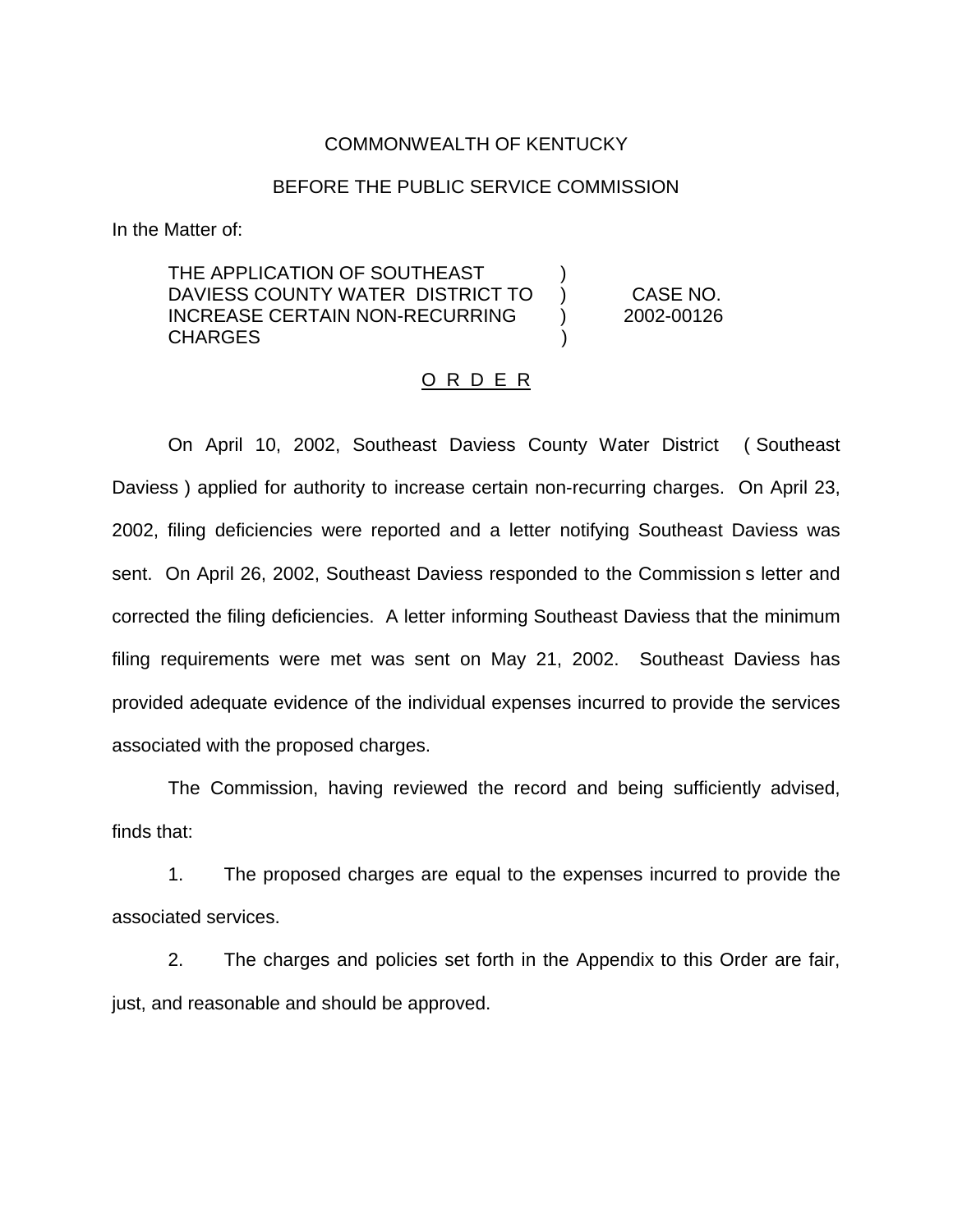COMMONWEALTH OF KENTUCKY

BEFORE THE PUBLIC SERVICE COMMISSION

In the Matter of:

| | | |
|---|---|---|
| THE APPLICATION OF SOUTHEAST DAVIESS COUNTY WATER DISTRICT TO INCREASE CERTAIN NON-RECURRING CHARGES | ) ) ) ) | CASE NO. 2002-00126 |

O R D E R

On April 10, 2002, Southeast Daviess County Water District ( Southeast Daviess ) applied for authority to increase certain non-recurring charges. On April 23, 2002, filing deficiencies were reported and a letter notifying Southeast Daviess was sent. On April 26, 2002, Southeast Daviess responded to the Commission s letter and corrected the filing deficiencies. A letter informing Southeast Daviess that the minimum filing requirements were met was sent on May 21, 2002. Southeast Daviess has provided adequate evidence of the individual expenses incurred to provide the services associated with the proposed charges.

The Commission, having reviewed the record and being sufficiently advised, finds that:

1. The proposed charges are equal to the expenses incurred to provide the associated services.

2. The charges and policies set forth in the Appendix to this Order are fair, just, and reasonable and should be approved.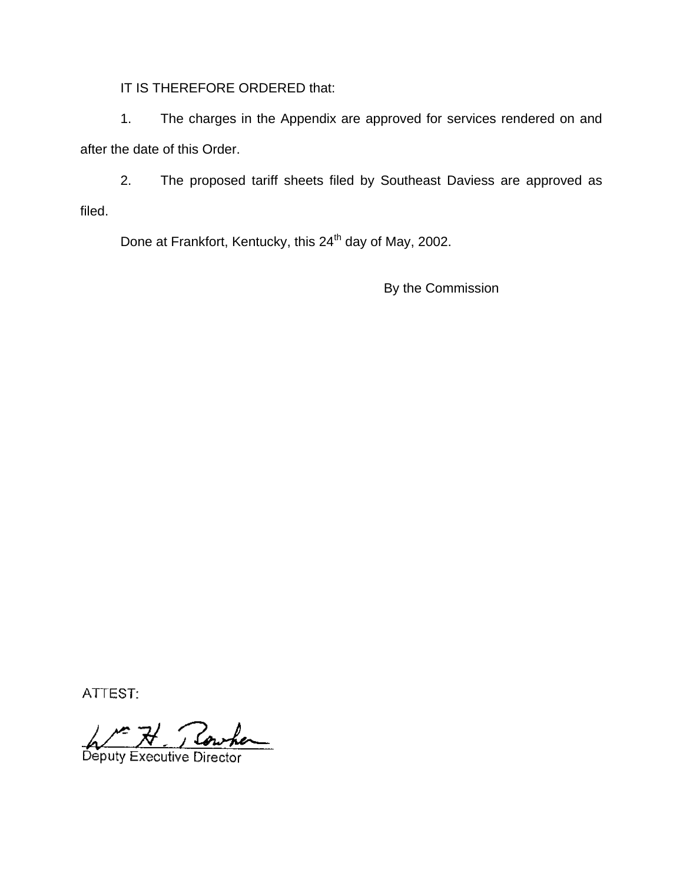IT IS THEREFORE ORDERED that:

1. The charges in the Appendix are approved for services rendered on and after the date of this Order.

2. The proposed tariff sheets filed by Southeast Daviess are approved as filed.

Done at Frankfort, Kentucky, this 24th day of May, 2002.

By the Commission

ATTEST:

Deputy Executive Director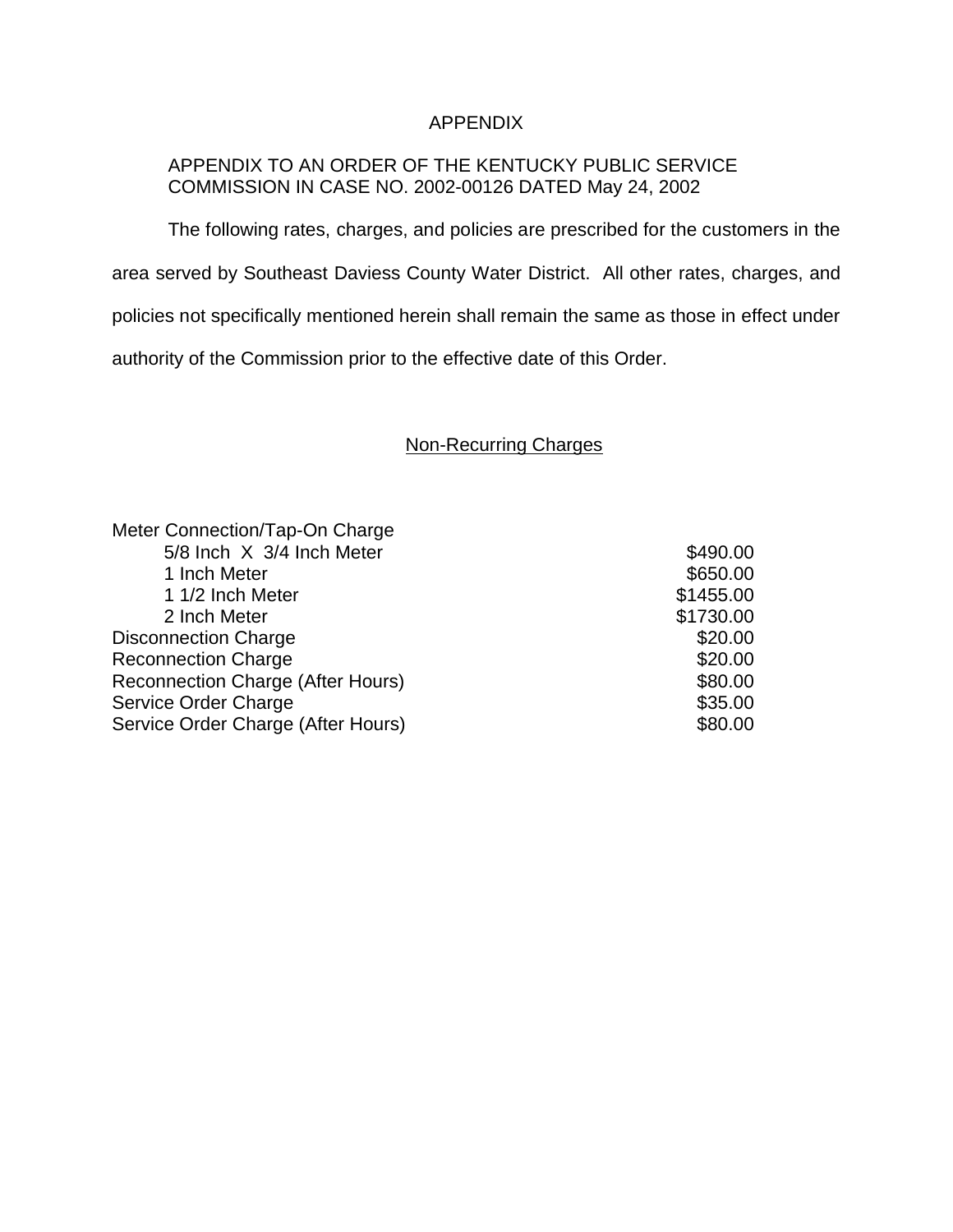APPENDIX

APPENDIX TO AN ORDER OF THE KENTUCKY PUBLIC SERVICE COMMISSION IN CASE NO. 2002-00126 DATED May 24, 2002

The following rates, charges, and policies are prescribed for the customers in the area served by Southeast Daviess County Water District. All other rates, charges, and policies not specifically mentioned herein shall remain the same as those in effect under authority of the Commission prior to the effective date of this Order.

Non-Recurring Charges

| | |
|---|---|
| Meter Connection/Tap-On Charge | |
| 5/8 Inch X 3/4 Inch Meter | $490.00 |
| 1 Inch Meter | $650.00 |
| 1 1/2 Inch Meter | $1455.00 |
| 2 Inch Meter | $1730.00 |
| Disconnection Charge | $20.00 |
| Reconnection Charge | $20.00 |
| Reconnection Charge (After Hours) | $80.00 |
| Service Order Charge | $35.00 |
| Service Order Charge (After Hours) | $80.00 |